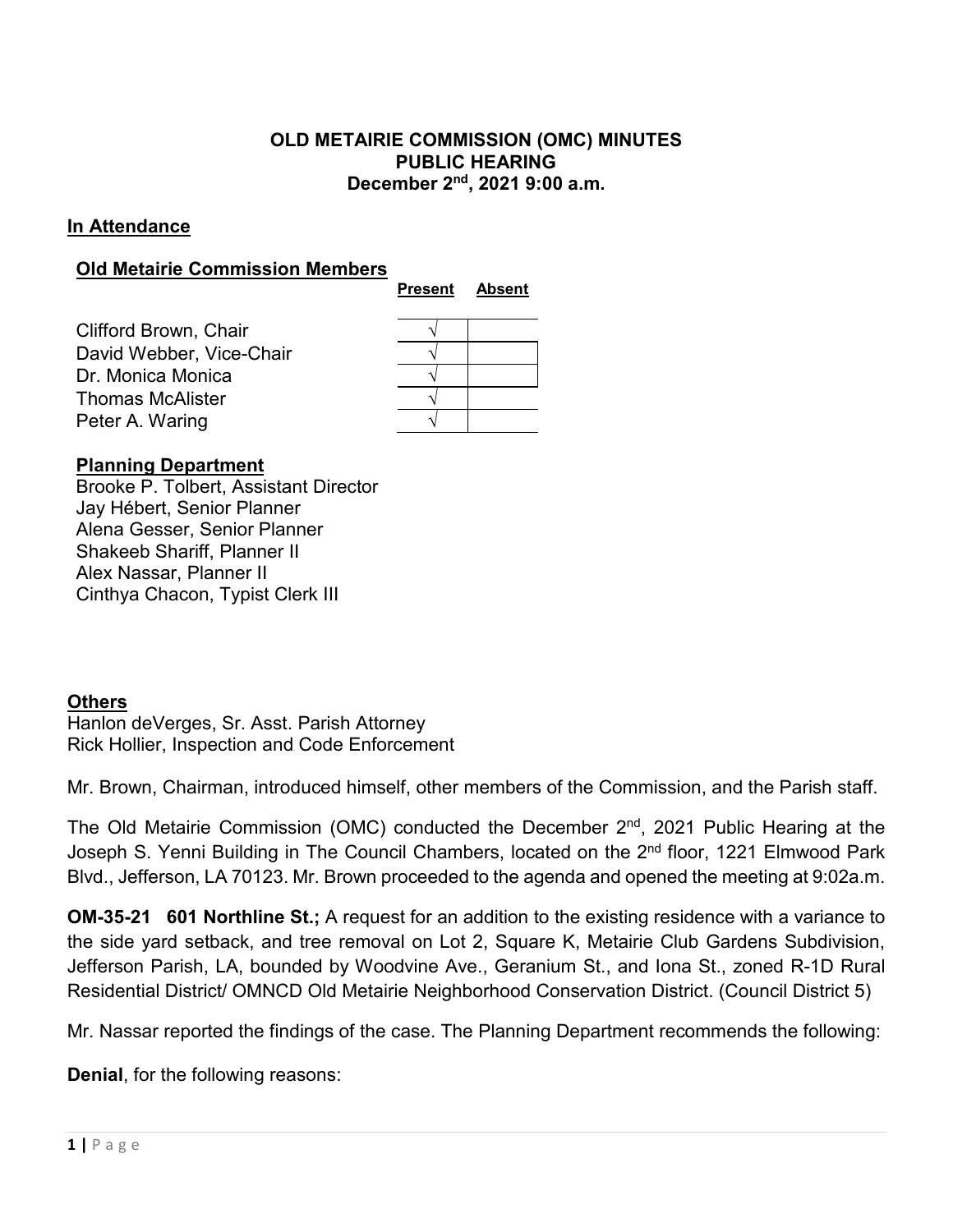# OLD METAIRIE COMMISSION (OMC) MINUTES
## PUBLIC HEARING
### December 2nd, 2021 9:00 a.m.

**In Attendance**

**Old Metairie Commission Members**

| | Present | Absent |
|---|---|---|
| Clifford Brown, Chair | √ | |
| David Webber, Vice-Chair | √ | |
| Dr. Monica Monica | √ | |
| Thomas McAlister | √ | |
| Peter A. Waring | √ | |

**Planning Department**
Brooke P. Tolbert, Assistant Director
Jay Hébert, Senior Planner
Alena Gesser, Senior Planner
Shakeeb Shariff, Planner II
Alex Nassar, Planner II
Cinthya Chacon, Typist Clerk III

**Others**
Hanlon deVerges, Sr. Asst. Parish Attorney
Rick Hollier, Inspection and Code Enforcement

Mr. Brown, Chairman, introduced himself, other members of the Commission, and the Parish staff.

The Old Metairie Commission (OMC) conducted the December 2nd, 2021 Public Hearing at the Joseph S. Yenni Building in The Council Chambers, located on the 2nd floor, 1221 Elmwood Park Blvd., Jefferson, LA 70123. Mr. Brown proceeded to the agenda and opened the meeting at 9:02a.m.

**OM-35-21 601 Northline St.;** A request for an addition to the existing residence with a variance to the side yard setback, and tree removal on Lot 2, Square K, Metairie Club Gardens Subdivision, Jefferson Parish, LA, bounded by Woodvine Ave., Geranium St., and Iona St., zoned R-1D Rural Residential District/ OMNCD Old Metairie Neighborhood Conservation District. (Council District 5)

Mr. Nassar reported the findings of the case. The Planning Department recommends the following:

**Denial**, for the following reasons: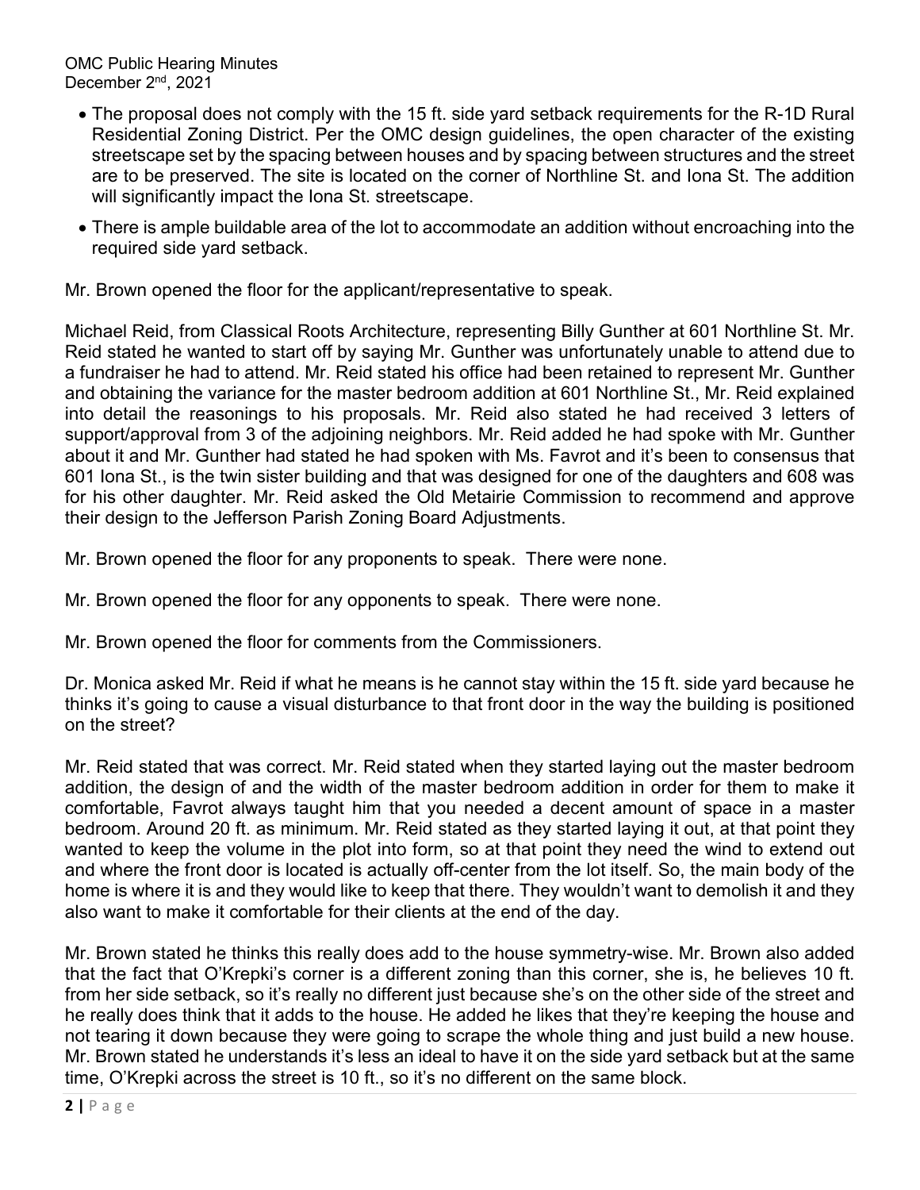- The proposal does not comply with the 15 ft. side yard setback requirements for the R-1D Rural Residential Zoning District. Per the OMC design guidelines, the open character of the existing streetscape set by the spacing between houses and by spacing between structures and the street are to be preserved. The site is located on the corner of Northline St. and Iona St. The addition will significantly impact the Iona St. streetscape.
- There is ample buildable area of the lot to accommodate an addition without encroaching into the required side yard setback.

Mr. Brown opened the floor for the applicant/representative to speak.

Michael Reid, from Classical Roots Architecture, representing Billy Gunther at 601 Northline St. Mr. Reid stated he wanted to start off by saying Mr. Gunther was unfortunately unable to attend due to a fundraiser he had to attend. Mr. Reid stated his office had been retained to represent Mr. Gunther and obtaining the variance for the master bedroom addition at 601 Northline St., Mr. Reid explained into detail the reasonings to his proposals. Mr. Reid also stated he had received 3 letters of support/approval from 3 of the adjoining neighbors. Mr. Reid added he had spoke with Mr. Gunther about it and Mr. Gunther had stated he had spoken with Ms. Favrot and it's been to consensus that 601 Iona St., is the twin sister building and that was designed for one of the daughters and 608 was for his other daughter. Mr. Reid asked the Old Metairie Commission to recommend and approve their design to the Jefferson Parish Zoning Board Adjustments.

Mr. Brown opened the floor for any proponents to speak. There were none.

Mr. Brown opened the floor for any opponents to speak. There were none.

Mr. Brown opened the floor for comments from the Commissioners.

Dr. Monica asked Mr. Reid if what he means is he cannot stay within the 15 ft. side yard because he thinks it's going to cause a visual disturbance to that front door in the way the building is positioned on the street?

Mr. Reid stated that was correct. Mr. Reid stated when they started laying out the master bedroom addition, the design of and the width of the master bedroom addition in order for them to make it comfortable, Favrot always taught him that you needed a decent amount of space in a master bedroom. Around 20 ft. as minimum. Mr. Reid stated as they started laying it out, at that point they wanted to keep the volume in the plot into form, so at that point they need the wind to extend out and where the front door is located is actually off-center from the lot itself. So, the main body of the home is where it is and they would like to keep that there. They wouldn't want to demolish it and they also want to make it comfortable for their clients at the end of the day.

Mr. Brown stated he thinks this really does add to the house symmetry-wise. Mr. Brown also added that the fact that O'Krepki's corner is a different zoning than this corner, she is, he believes 10 ft. from her side setback, so it's really no different just because she's on the other side of the street and he really does think that it adds to the house. He added he likes that they're keeping the house and not tearing it down because they were going to scrape the whole thing and just build a new house. Mr. Brown stated he understands it's less an ideal to have it on the side yard setback but at the same time, O'Krepki across the street is 10 ft., so it's no different on the same block.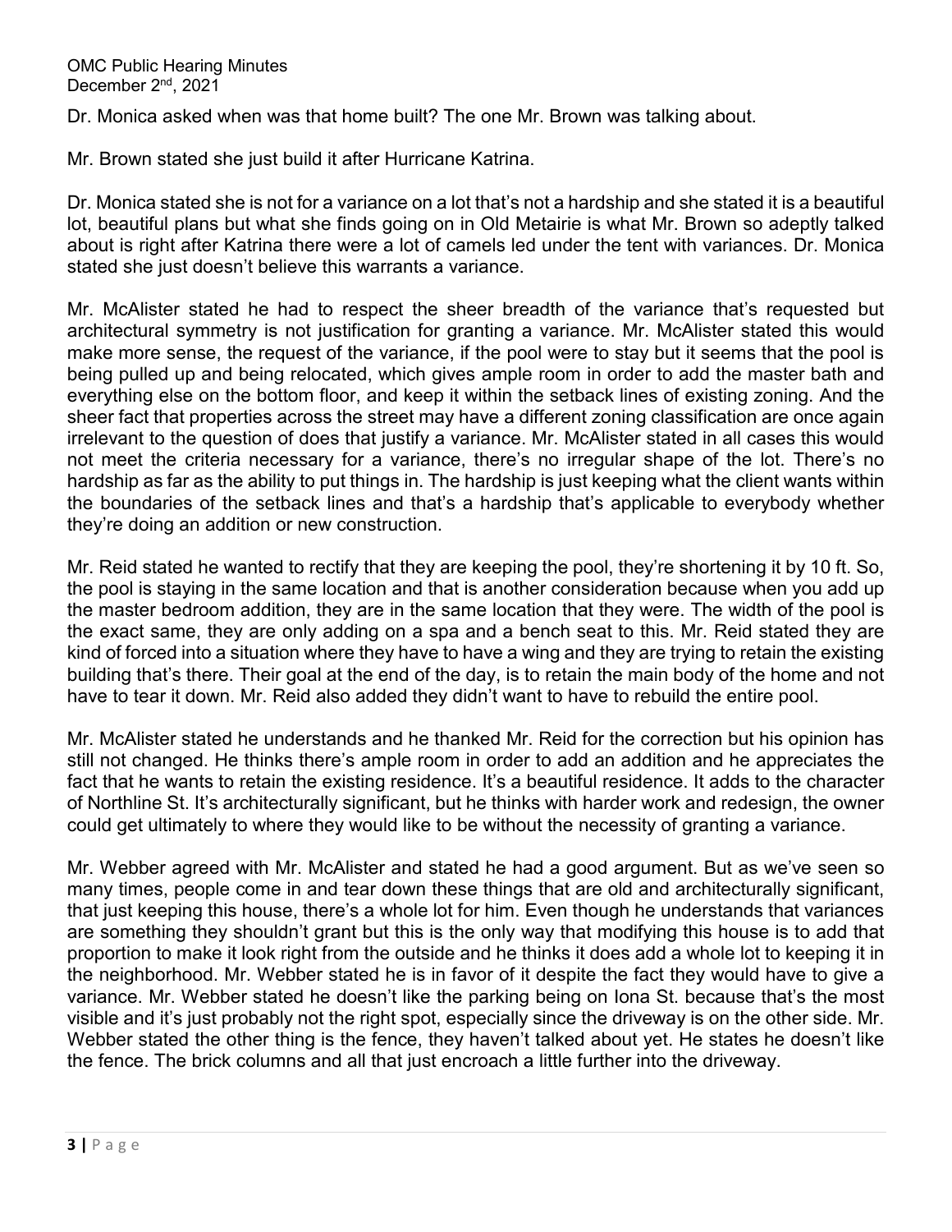Dr. Monica asked when was that home built? The one Mr. Brown was talking about.

Mr. Brown stated she just build it after Hurricane Katrina.

Dr. Monica stated she is not for a variance on a lot that's not a hardship and she stated it is a beautiful lot, beautiful plans but what she finds going on in Old Metairie is what Mr. Brown so adeptly talked about is right after Katrina there were a lot of camels led under the tent with variances. Dr. Monica stated she just doesn't believe this warrants a variance.

Mr. McAlister stated he had to respect the sheer breadth of the variance that's requested but architectural symmetry is not justification for granting a variance. Mr. McAlister stated this would make more sense, the request of the variance, if the pool were to stay but it seems that the pool is being pulled up and being relocated, which gives ample room in order to add the master bath and everything else on the bottom floor, and keep it within the setback lines of existing zoning. And the sheer fact that properties across the street may have a different zoning classification are once again irrelevant to the question of does that justify a variance. Mr. McAlister stated in all cases this would not meet the criteria necessary for a variance, there's no irregular shape of the lot. There's no hardship as far as the ability to put things in. The hardship is just keeping what the client wants within the boundaries of the setback lines and that's a hardship that's applicable to everybody whether they're doing an addition or new construction.

Mr. Reid stated he wanted to rectify that they are keeping the pool, they're shortening it by 10 ft. So, the pool is staying in the same location and that is another consideration because when you add up the master bedroom addition, they are in the same location that they were. The width of the pool is the exact same, they are only adding on a spa and a bench seat to this. Mr. Reid stated they are kind of forced into a situation where they have to have a wing and they are trying to retain the existing building that's there. Their goal at the end of the day, is to retain the main body of the home and not have to tear it down. Mr. Reid also added they didn't want to have to rebuild the entire pool.

Mr. McAlister stated he understands and he thanked Mr. Reid for the correction but his opinion has still not changed. He thinks there's ample room in order to add an addition and he appreciates the fact that he wants to retain the existing residence. It's a beautiful residence. It adds to the character of Northline St. It's architecturally significant, but he thinks with harder work and redesign, the owner could get ultimately to where they would like to be without the necessity of granting a variance.

Mr. Webber agreed with Mr. McAlister and stated he had a good argument. But as we've seen so many times, people come in and tear down these things that are old and architecturally significant, that just keeping this house, there's a whole lot for him. Even though he understands that variances are something they shouldn't grant but this is the only way that modifying this house is to add that proportion to make it look right from the outside and he thinks it does add a whole lot to keeping it in the neighborhood. Mr. Webber stated he is in favor of it despite the fact they would have to give a variance. Mr. Webber stated he doesn't like the parking being on Iona St. because that's the most visible and it's just probably not the right spot, especially since the driveway is on the other side. Mr. Webber stated the other thing is the fence, they haven't talked about yet. He states he doesn't like the fence. The brick columns and all that just encroach a little further into the driveway.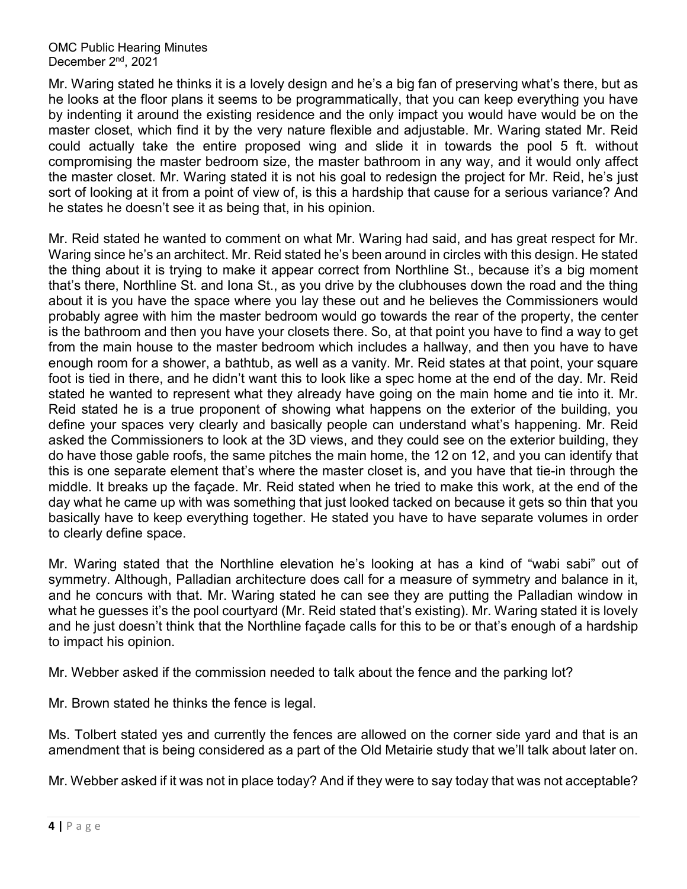Mr. Waring stated he thinks it is a lovely design and he's a big fan of preserving what's there, but as he looks at the floor plans it seems to be programmatically, that you can keep everything you have by indenting it around the existing residence and the only impact you would have would be on the master closet, which find it by the very nature flexible and adjustable. Mr. Waring stated Mr. Reid could actually take the entire proposed wing and slide it in towards the pool 5 ft. without compromising the master bedroom size, the master bathroom in any way, and it would only affect the master closet. Mr. Waring stated it is not his goal to redesign the project for Mr. Reid, he's just sort of looking at it from a point of view of, is this a hardship that cause for a serious variance? And he states he doesn't see it as being that, in his opinion.

Mr. Reid stated he wanted to comment on what Mr. Waring had said, and has great respect for Mr. Waring since he's an architect. Mr. Reid stated he's been around in circles with this design. He stated the thing about it is trying to make it appear correct from Northline St., because it's a big moment that's there, Northline St. and Iona St., as you drive by the clubhouses down the road and the thing about it is you have the space where you lay these out and he believes the Commissioners would probably agree with him the master bedroom would go towards the rear of the property, the center is the bathroom and then you have your closets there. So, at that point you have to find a way to get from the main house to the master bedroom which includes a hallway, and then you have to have enough room for a shower, a bathtub, as well as a vanity. Mr. Reid states at that point, your square foot is tied in there, and he didn't want this to look like a spec home at the end of the day. Mr. Reid stated he wanted to represent what they already have going on the main home and tie into it. Mr. Reid stated he is a true proponent of showing what happens on the exterior of the building, you define your spaces very clearly and basically people can understand what's happening. Mr. Reid asked the Commissioners to look at the 3D views, and they could see on the exterior building, they do have those gable roofs, the same pitches the main home, the 12 on 12, and you can identify that this is one separate element that's where the master closet is, and you have that tie-in through the middle. It breaks up the façade. Mr. Reid stated when he tried to make this work, at the end of the day what he came up with was something that just looked tacked on because it gets so thin that you basically have to keep everything together. He stated you have to have separate volumes in order to clearly define space.

Mr. Waring stated that the Northline elevation he's looking at has a kind of "wabi sabi" out of symmetry. Although, Palladian architecture does call for a measure of symmetry and balance in it, and he concurs with that. Mr. Waring stated he can see they are putting the Palladian window in what he guesses it's the pool courtyard (Mr. Reid stated that's existing). Mr. Waring stated it is lovely and he just doesn't think that the Northline façade calls for this to be or that's enough of a hardship to impact his opinion.

Mr. Webber asked if the commission needed to talk about the fence and the parking lot?

Mr. Brown stated he thinks the fence is legal.

Ms. Tolbert stated yes and currently the fences are allowed on the corner side yard and that is an amendment that is being considered as a part of the Old Metairie study that we'll talk about later on.

Mr. Webber asked if it was not in place today? And if they were to say today that was not acceptable?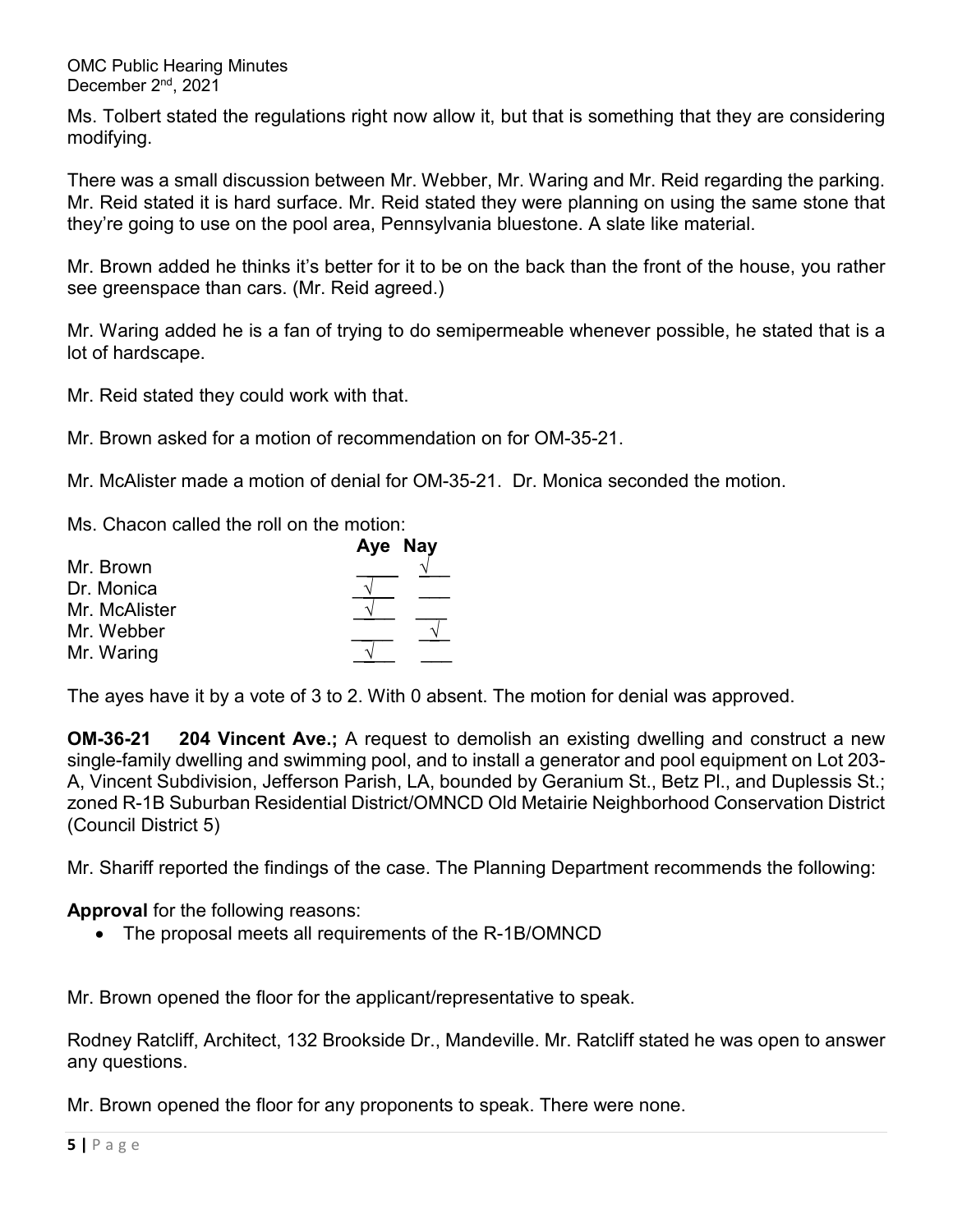Ms. Tolbert stated the regulations right now allow it, but that is something that they are considering modifying.

There was a small discussion between Mr. Webber, Mr. Waring and Mr. Reid regarding the parking. Mr. Reid stated it is hard surface. Mr. Reid stated they were planning on using the same stone that they're going to use on the pool area, Pennsylvania bluestone. A slate like material.

Mr. Brown added he thinks it's better for it to be on the back than the front of the house, you rather see greenspace than cars. (Mr. Reid agreed.)

Mr. Waring added he is a fan of trying to do semipermeable whenever possible, he stated that is a lot of hardscape.

Mr. Reid stated they could work with that.

Mr. Brown asked for a motion of recommendation on for OM-35-21.

Mr. McAlister made a motion of denial for OM-35-21. Dr. Monica seconded the motion.

Ms. Chacon called the roll on the motion:

| | Aye | Nay |
|---|---|---|
| Mr. Brown | | √ |
| Dr. Monica | √ | |
| Mr. McAlister | √ | |
| Mr. Webber | | √ |
| Mr. Waring | √ | |

The ayes have it by a vote of 3 to 2. With 0 absent. The motion for denial was approved.

**OM-36-21 204 Vincent Ave.;** A request to demolish an existing dwelling and construct a new single-family dwelling and swimming pool, and to install a generator and pool equipment on Lot 203-A, Vincent Subdivision, Jefferson Parish, LA, bounded by Geranium St., Betz Pl., and Duplessis St.; zoned R-1B Suburban Residential District/OMNCD Old Metairie Neighborhood Conservation District (Council District 5)

Mr. Shariff reported the findings of the case. The Planning Department recommends the following:

**Approval** for the following reasons:

- The proposal meets all requirements of the R-1B/OMNCD

Mr. Brown opened the floor for the applicant/representative to speak.

Rodney Ratcliff, Architect, 132 Brookside Dr., Mandeville. Mr. Ratcliff stated he was open to answer any questions.

Mr. Brown opened the floor for any proponents to speak. There were none.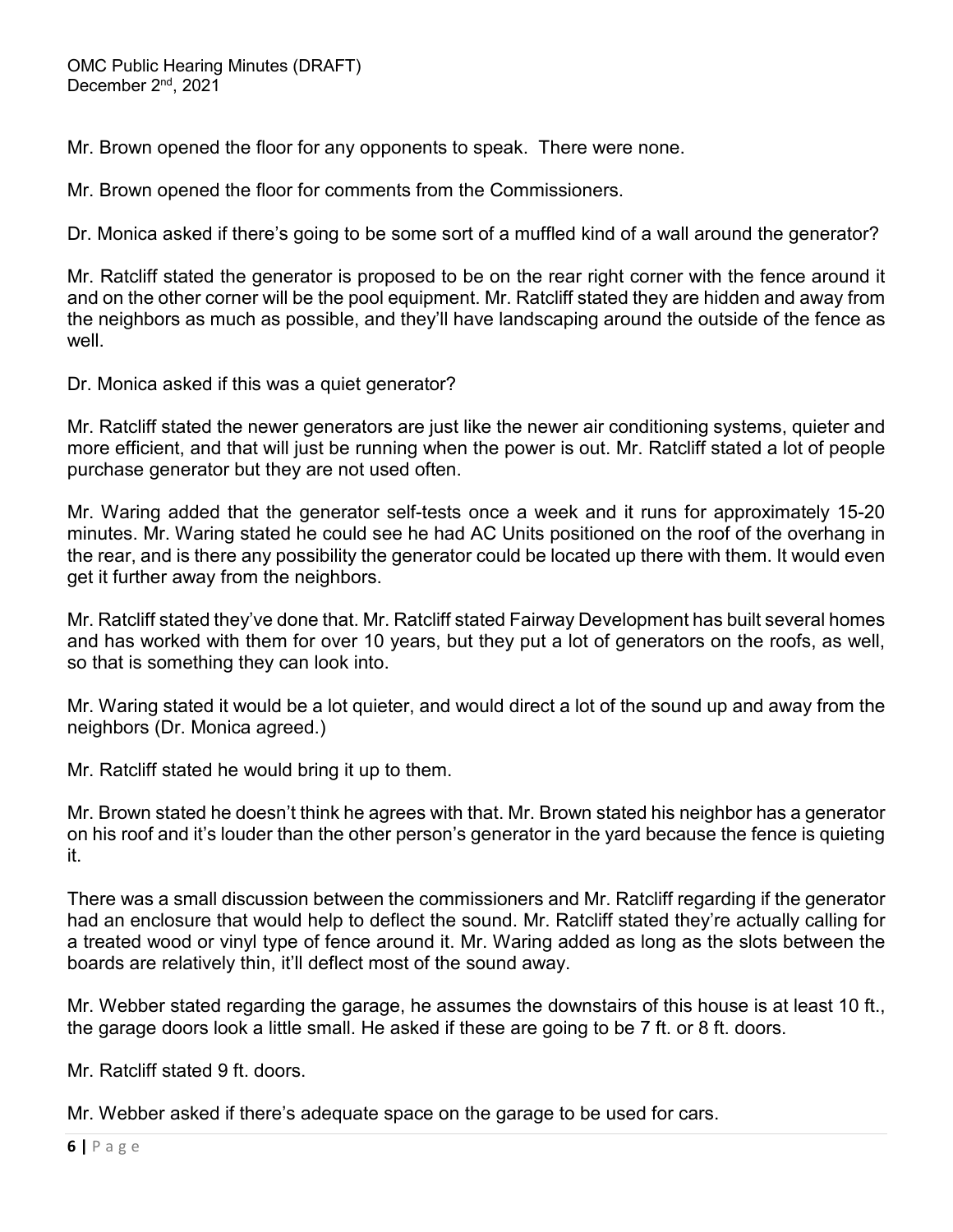Mr. Brown opened the floor for any opponents to speak. There were none.

Mr. Brown opened the floor for comments from the Commissioners.

Dr. Monica asked if there's going to be some sort of a muffled kind of a wall around the generator?

Mr. Ratcliff stated the generator is proposed to be on the rear right corner with the fence around it and on the other corner will be the pool equipment. Mr. Ratcliff stated they are hidden and away from the neighbors as much as possible, and they'll have landscaping around the outside of the fence as well.

Dr. Monica asked if this was a quiet generator?

Mr. Ratcliff stated the newer generators are just like the newer air conditioning systems, quieter and more efficient, and that will just be running when the power is out. Mr. Ratcliff stated a lot of people purchase generator but they are not used often.

Mr. Waring added that the generator self-tests once a week and it runs for approximately 15-20 minutes. Mr. Waring stated he could see he had AC Units positioned on the roof of the overhang in the rear, and is there any possibility the generator could be located up there with them. It would even get it further away from the neighbors.

Mr. Ratcliff stated they've done that. Mr. Ratcliff stated Fairway Development has built several homes and has worked with them for over 10 years, but they put a lot of generators on the roofs, as well, so that is something they can look into.

Mr. Waring stated it would be a lot quieter, and would direct a lot of the sound up and away from the neighbors (Dr. Monica agreed.)

Mr. Ratcliff stated he would bring it up to them.

Mr. Brown stated he doesn't think he agrees with that. Mr. Brown stated his neighbor has a generator on his roof and it's louder than the other person's generator in the yard because the fence is quieting it.

There was a small discussion between the commissioners and Mr. Ratcliff regarding if the generator had an enclosure that would help to deflect the sound. Mr. Ratcliff stated they're actually calling for a treated wood or vinyl type of fence around it. Mr. Waring added as long as the slots between the boards are relatively thin, it'll deflect most of the sound away.

Mr. Webber stated regarding the garage, he assumes the downstairs of this house is at least 10 ft., the garage doors look a little small. He asked if these are going to be 7 ft. or 8 ft. doors.

Mr. Ratcliff stated 9 ft. doors.

Mr. Webber asked if there's adequate space on the garage to be used for cars.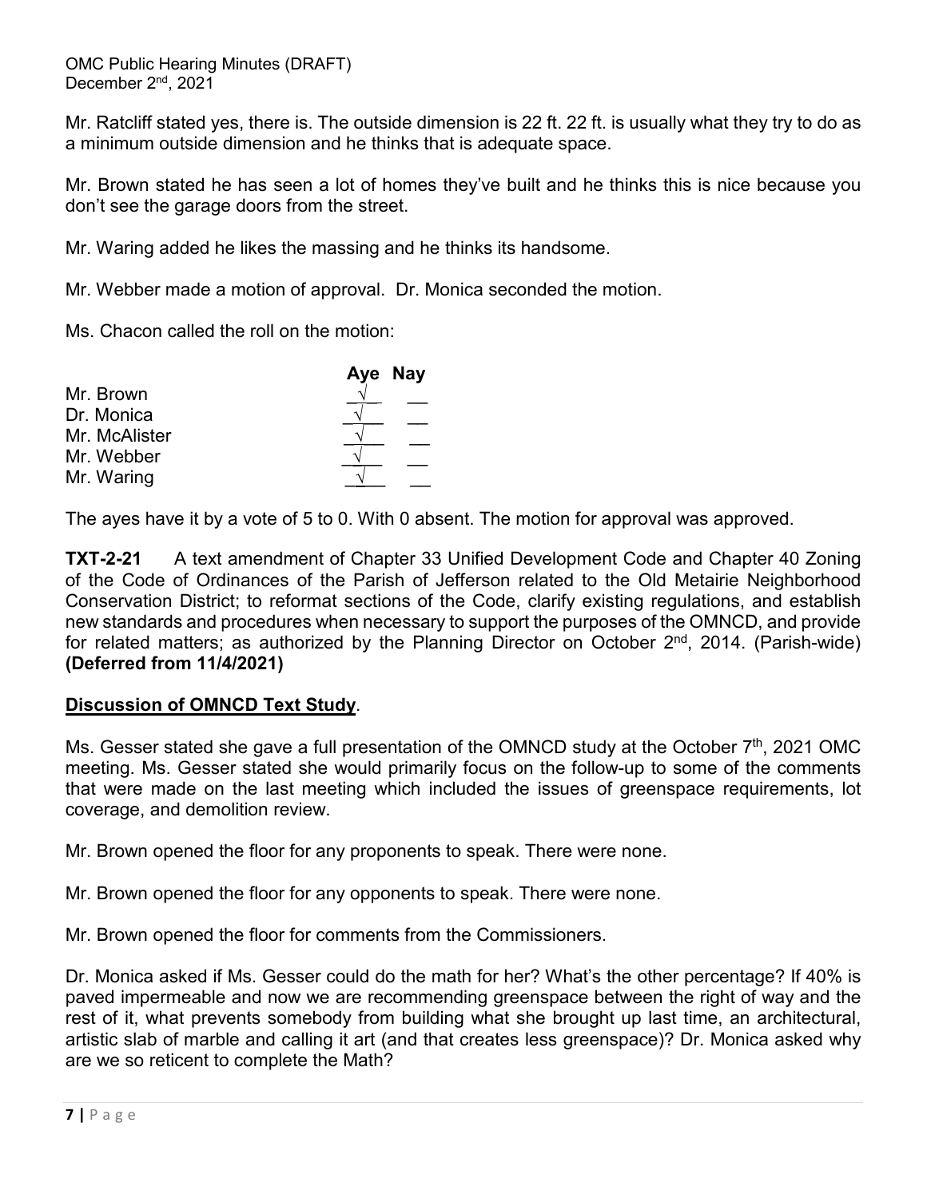Mr. Ratcliff stated yes, there is. The outside dimension is 22 ft. 22 ft. is usually what they try to do as a minimum outside dimension and he thinks that is adequate space.

Mr. Brown stated he has seen a lot of homes they've built and he thinks this is nice because you don't see the garage doors from the street.

Mr. Waring added he likes the massing and he thinks its handsome.

Mr. Webber made a motion of approval. Dr. Monica seconded the motion.

Ms. Chacon called the roll on the motion:

| | Aye | Nay |
|---|---|---|
| Mr. Brown | √ | |
| Dr. Monica | √ | |
| Mr. McAlister | √ | |
| Mr. Webber | √ | |
| Mr. Waring | √ | |

The ayes have it by a vote of 5 to 0. With 0 absent. The motion for approval was approved.

**TXT-2-21** A text amendment of Chapter 33 Unified Development Code and Chapter 40 Zoning of the Code of Ordinances of the Parish of Jefferson related to the Old Metairie Neighborhood Conservation District; to reformat sections of the Code, clarify existing regulations, and establish new standards and procedures when necessary to support the purposes of the OMNCD, and provide for related matters; as authorized by the Planning Director on October 2nd, 2014. (Parish-wide) **(Deferred from 11/4/2021)**

**Discussion of OMNCD Text Study**.

Ms. Gesser stated she gave a full presentation of the OMNCD study at the October 7th, 2021 OMC meeting. Ms. Gesser stated she would primarily focus on the follow-up to some of the comments that were made on the last meeting which included the issues of greenspace requirements, lot coverage, and demolition review.

Mr. Brown opened the floor for any proponents to speak. There were none.

Mr. Brown opened the floor for any opponents to speak. There were none.

Mr. Brown opened the floor for comments from the Commissioners.

Dr. Monica asked if Ms. Gesser could do the math for her? What's the other percentage? If 40% is paved impermeable and now we are recommending greenspace between the right of way and the rest of it, what prevents somebody from building what she brought up last time, an architectural, artistic slab of marble and calling it art (and that creates less greenspace)? Dr. Monica asked why are we so reticent to complete the Math?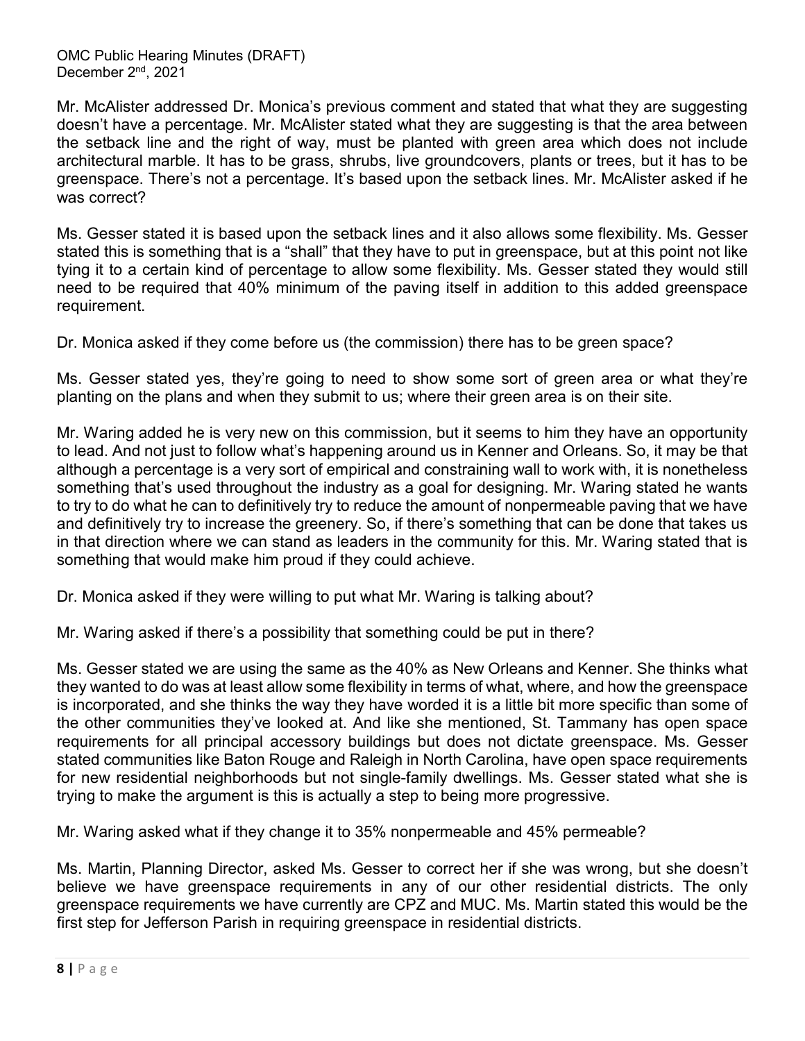Mr. McAlister addressed Dr. Monica's previous comment and stated that what they are suggesting doesn't have a percentage. Mr. McAlister stated what they are suggesting is that the area between the setback line and the right of way, must be planted with green area which does not include architectural marble. It has to be grass, shrubs, live groundcovers, plants or trees, but it has to be greenspace. There's not a percentage. It's based upon the setback lines. Mr. McAlister asked if he was correct?

Ms. Gesser stated it is based upon the setback lines and it also allows some flexibility. Ms. Gesser stated this is something that is a "shall" that they have to put in greenspace, but at this point not like tying it to a certain kind of percentage to allow some flexibility. Ms. Gesser stated they would still need to be required that 40% minimum of the paving itself in addition to this added greenspace requirement.

Dr. Monica asked if they come before us (the commission) there has to be green space?

Ms. Gesser stated yes, they're going to need to show some sort of green area or what they're planting on the plans and when they submit to us; where their green area is on their site.

Mr. Waring added he is very new on this commission, but it seems to him they have an opportunity to lead. And not just to follow what's happening around us in Kenner and Orleans. So, it may be that although a percentage is a very sort of empirical and constraining wall to work with, it is nonetheless something that's used throughout the industry as a goal for designing. Mr. Waring stated he wants to try to do what he can to definitively try to reduce the amount of nonpermeable paving that we have and definitively try to increase the greenery. So, if there's something that can be done that takes us in that direction where we can stand as leaders in the community for this. Mr. Waring stated that is something that would make him proud if they could achieve.

Dr. Monica asked if they were willing to put what Mr. Waring is talking about?

Mr. Waring asked if there's a possibility that something could be put in there?

Ms. Gesser stated we are using the same as the 40% as New Orleans and Kenner. She thinks what they wanted to do was at least allow some flexibility in terms of what, where, and how the greenspace is incorporated, and she thinks the way they have worded it is a little bit more specific than some of the other communities they've looked at. And like she mentioned, St. Tammany has open space requirements for all principal accessory buildings but does not dictate greenspace. Ms. Gesser stated communities like Baton Rouge and Raleigh in North Carolina, have open space requirements for new residential neighborhoods but not single-family dwellings. Ms. Gesser stated what she is trying to make the argument is this is actually a step to being more progressive.

Mr. Waring asked what if they change it to 35% nonpermeable and 45% permeable?

Ms. Martin, Planning Director, asked Ms. Gesser to correct her if she was wrong, but she doesn't believe we have greenspace requirements in any of our other residential districts. The only greenspace requirements we have currently are CPZ and MUC. Ms. Martin stated this would be the first step for Jefferson Parish in requiring greenspace in residential districts.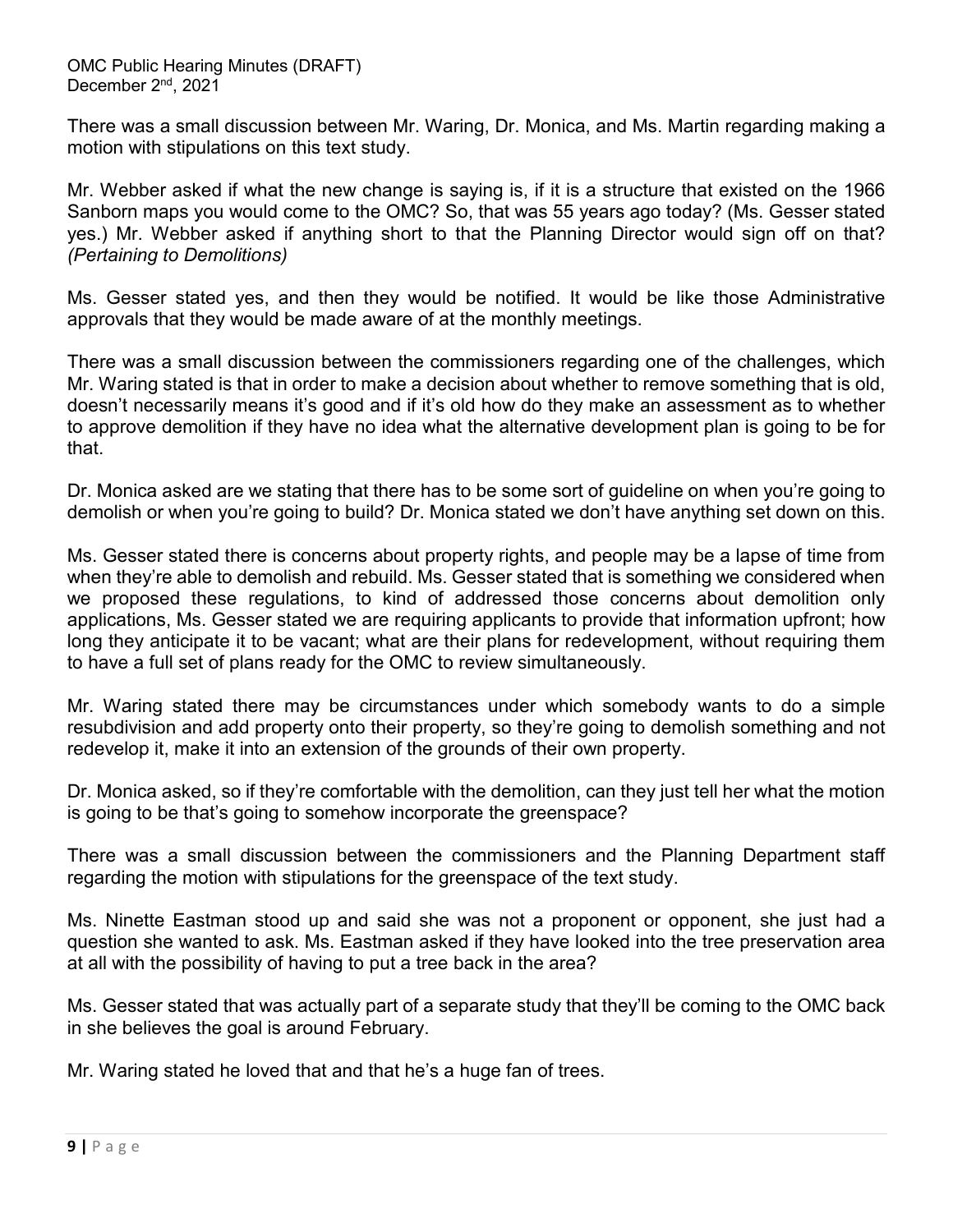There was a small discussion between Mr. Waring, Dr. Monica, and Ms. Martin regarding making a motion with stipulations on this text study.

Mr. Webber asked if what the new change is saying is, if it is a structure that existed on the 1966 Sanborn maps you would come to the OMC? So, that was 55 years ago today? (Ms. Gesser stated yes.) Mr. Webber asked if anything short to that the Planning Director would sign off on that? *(Pertaining to Demolitions)*

Ms. Gesser stated yes, and then they would be notified. It would be like those Administrative approvals that they would be made aware of at the monthly meetings.

There was a small discussion between the commissioners regarding one of the challenges, which Mr. Waring stated is that in order to make a decision about whether to remove something that is old, doesn't necessarily means it's good and if it's old how do they make an assessment as to whether to approve demolition if they have no idea what the alternative development plan is going to be for that.

Dr. Monica asked are we stating that there has to be some sort of guideline on when you're going to demolish or when you're going to build? Dr. Monica stated we don't have anything set down on this.

Ms. Gesser stated there is concerns about property rights, and people may be a lapse of time from when they're able to demolish and rebuild. Ms. Gesser stated that is something we considered when we proposed these regulations, to kind of addressed those concerns about demolition only applications, Ms. Gesser stated we are requiring applicants to provide that information upfront; how long they anticipate it to be vacant; what are their plans for redevelopment, without requiring them to have a full set of plans ready for the OMC to review simultaneously.

Mr. Waring stated there may be circumstances under which somebody wants to do a simple resubdivision and add property onto their property, so they're going to demolish something and not redevelop it, make it into an extension of the grounds of their own property.

Dr. Monica asked, so if they're comfortable with the demolition, can they just tell her what the motion is going to be that's going to somehow incorporate the greenspace?

There was a small discussion between the commissioners and the Planning Department staff regarding the motion with stipulations for the greenspace of the text study.

Ms. Ninette Eastman stood up and said she was not a proponent or opponent, she just had a question she wanted to ask. Ms. Eastman asked if they have looked into the tree preservation area at all with the possibility of having to put a tree back in the area?

Ms. Gesser stated that was actually part of a separate study that they'll be coming to the OMC back in she believes the goal is around February.

Mr. Waring stated he loved that and that he's a huge fan of trees.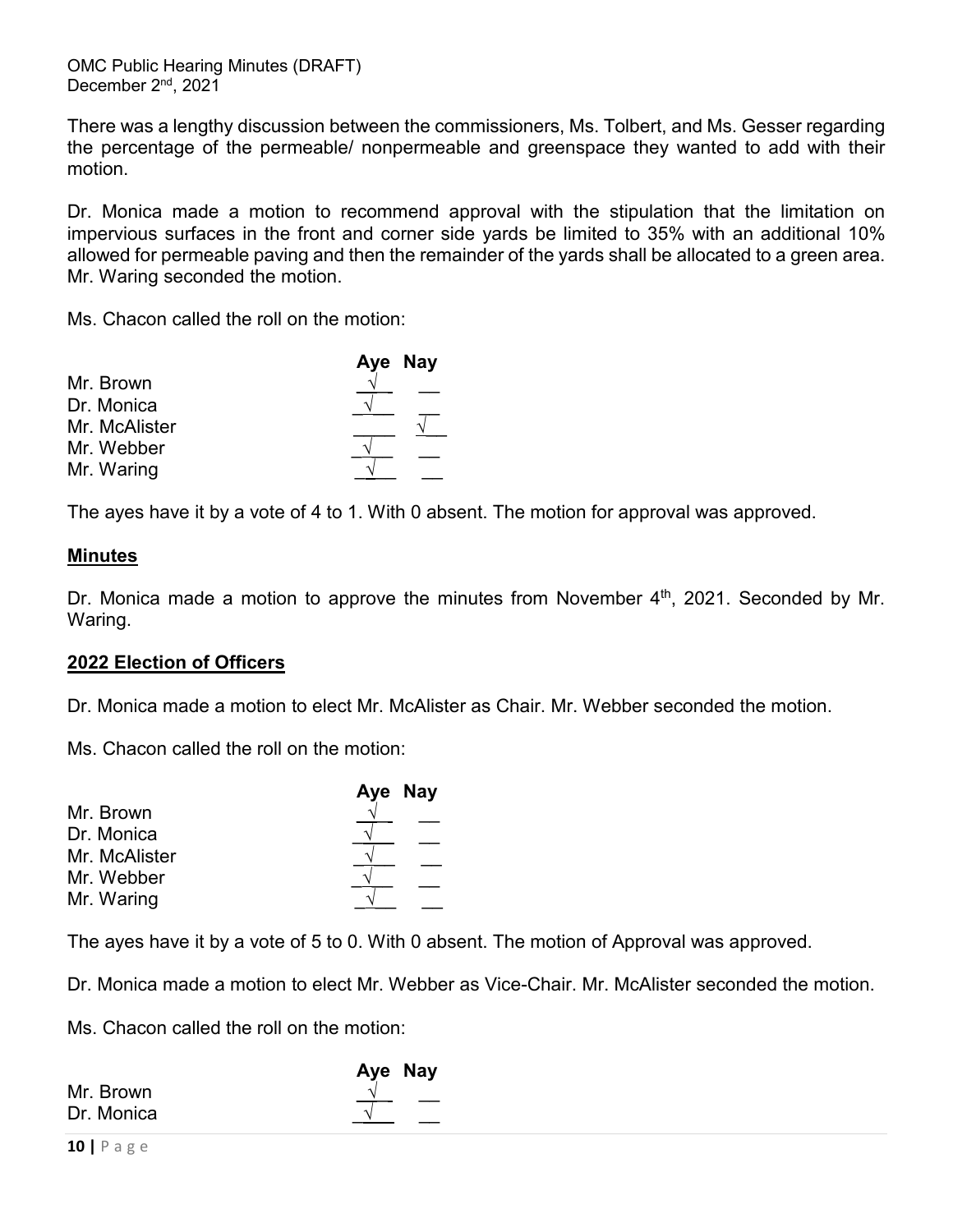There was a lengthy discussion between the commissioners, Ms. Tolbert, and Ms. Gesser regarding the percentage of the permeable/ nonpermeable and greenspace they wanted to add with their motion.

Dr. Monica made a motion to recommend approval with the stipulation that the limitation on impervious surfaces in the front and corner side yards be limited to 35% with an additional 10% allowed for permeable paving and then the remainder of the yards shall be allocated to a green area. Mr. Waring seconded the motion.

Ms. Chacon called the roll on the motion:

| | Aye | Nay |
|---|---|---|
| Mr. Brown | √ | |
| Dr. Monica | √ | |
| Mr. McAlister | | √ |
| Mr. Webber | √ | |
| Mr. Waring | √ | |

The ayes have it by a vote of 4 to 1. With 0 absent. The motion for approval was approved.

## Minutes

Dr. Monica made a motion to approve the minutes from November 4th, 2021. Seconded by Mr. Waring.

## 2022 Election of Officers

Dr. Monica made a motion to elect Mr. McAlister as Chair. Mr. Webber seconded the motion.

Ms. Chacon called the roll on the motion:

| | Aye | Nay |
|---|---|---|
| Mr. Brown | √ | |
| Dr. Monica | √ | |
| Mr. McAlister | √ | |
| Mr. Webber | √ | |
| Mr. Waring | √ | |

The ayes have it by a vote of 5 to 0. With 0 absent. The motion of Approval was approved.

Dr. Monica made a motion to elect Mr. Webber as Vice-Chair. Mr. McAlister seconded the motion.

Ms. Chacon called the roll on the motion:

| | Aye | Nay |
|---|---|---|
| Mr. Brown | √ | |
| Dr. Monica | √ | |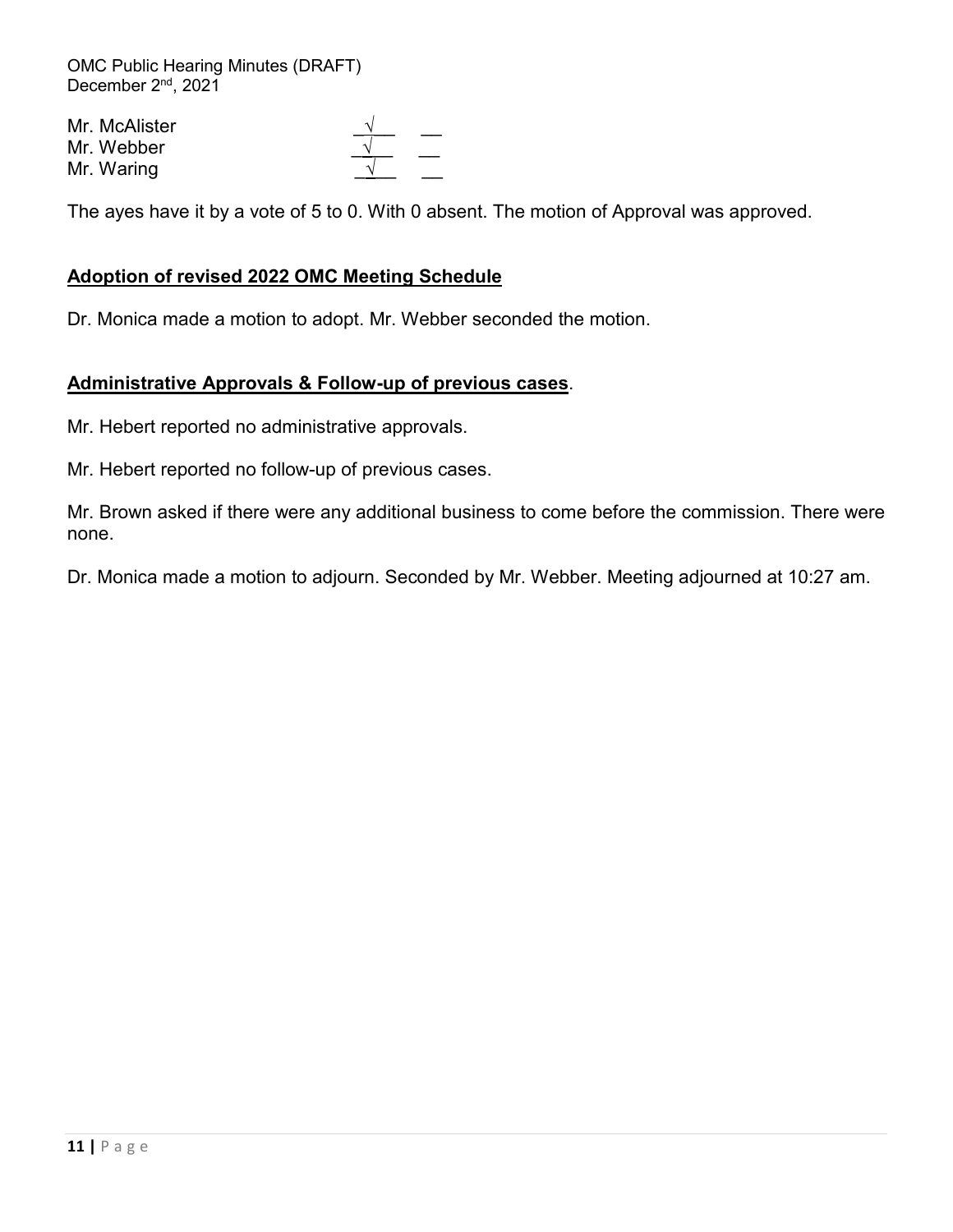| | | |
|---|---|---|
| Mr. McAlister | √ | |
| Mr. Webber | √ | |
| Mr. Waring | √ | |

The ayes have it by a vote of 5 to 0. With 0 absent. The motion of Approval was approved.

**<u>Adoption of revised 2022 OMC Meeting Schedule</u>**

Dr. Monica made a motion to adopt. Mr. Webber seconded the motion.

**<u>Administrative Approvals & Follow-up of previous cases</u>**.

Mr. Hebert reported no administrative approvals.

Mr. Hebert reported no follow-up of previous cases.

Mr. Brown asked if there were any additional business to come before the commission. There were none.

Dr. Monica made a motion to adjourn. Seconded by Mr. Webber. Meeting adjourned at 10:27 am.